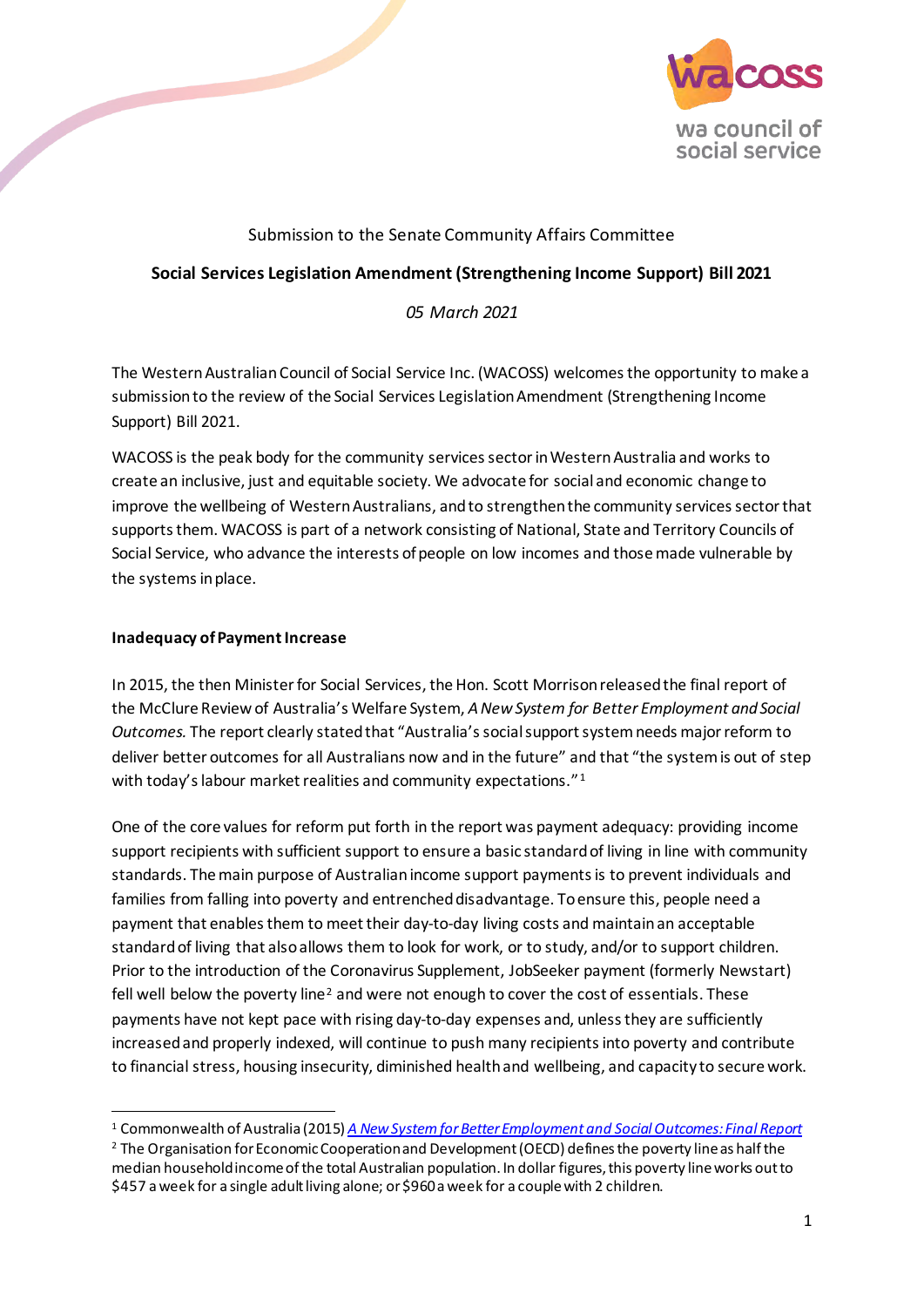wa council of social service

Submission to the Senate Community Affairs Committee

**Social Services Legislation Amendment (Strengthening Income Support) Bill 2021**

*05 March 2021*

The Western Australian Council of Social Service Inc. (WACOSS) welcomes the opportunity to make a submission to the review of the Social Services Legislation Amendment (Strengthening Income Support) Bill 2021.

WACOSS is the peak body for the community services sector in Western Australia and works to create an inclusive, just and equitable society. We advocate for social and economic change to improve the wellbeing of Western Australians, and to strengthen the community services sector that supports them. WACOSS is part of a network consisting of National, State and Territory Councils of Social Service, who advance the interests of people on low incomes and those made vulnerable by the systems in place.

**Inadequacy of Payment Increase**

In 2015, the then Minister for Social Services, the Hon. Scott Morrison released the final report of the McClure Review of Australia's Welfare System, *A New System for Better Employment and Social Outcomes.* The report clearly stated that "Australia's social support system needs major reform to deliver better outcomes for all Australians now and in the future" and that "the system is out of step with today's labour market realities and community expectations."[1]

One of the core values for reform put forth in the report was payment adequacy: providing income support recipients with sufficient support to ensure a basic standard of living in line with community standards. The main purpose of Australian income support payments is to prevent individuals and families from falling into poverty and entrenched disadvantage. To ensure this, people need a payment that enables them to meet their day-to-day living costs and maintain an acceptable standard of living that also allows them to look for work, or to study, and/or to support children. Prior to the introduction of the Coronavirus Supplement, JobSeeker payment (formerly Newstart) fell well below the poverty line[2] and were not enough to cover the cost of essentials. These payments have not kept pace with rising day-to-day expenses and, unless they are sufficiently increased and properly indexed, will continue to push many recipients into poverty and contribute to financial stress, housing insecurity, diminished health and wellbeing, and capacity to secure work.

---

[1] Commonwealth of Australia (2015) *A New System for Better Employment and Social Outcomes: Final Report*

[2] The Organisation for Economic Cooperation and Development (OECD) defines the poverty line as half the median household income of the total Australian population. In dollar figures, this poverty line works out to $457 a week for a single adult living alone; or $960 a week for a couple with 2 children.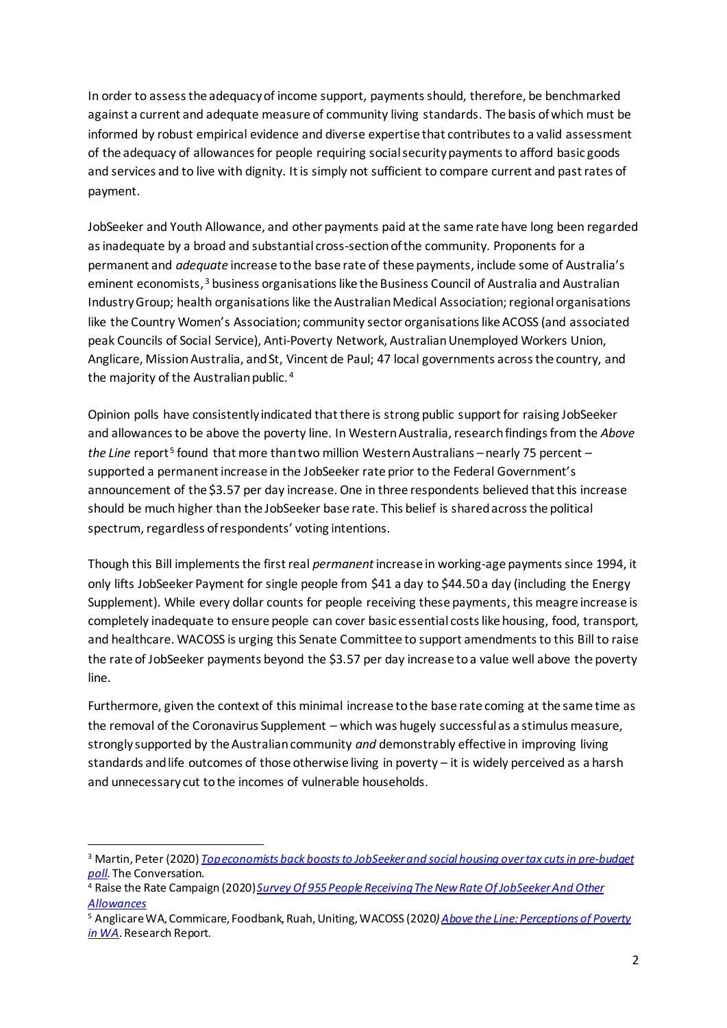In order to assess the adequacy of income support, payments should, therefore, be benchmarked against a current and adequate measure of community living standards. The basis of which must be informed by robust empirical evidence and diverse expertise that contributes to a valid assessment of the adequacy of allowances for people requiring social security payments to afford basic goods and services and to live with dignity. It is simply not sufficient to compare current and past rates of payment.

JobSeeker and Youth Allowance, and other payments paid at the same rate have long been regarded as inadequate by a broad and substantial cross-section of the community. Proponents for a permanent and *adequate* increase to the base rate of these payments, include some of Australia's eminent economists,[3] business organisations like the Business Council of Australia and Australian Industry Group; health organisations like the Australian Medical Association; regional organisations like the Country Women's Association; community sector organisations like ACOSS (and associated peak Councils of Social Service), Anti-Poverty Network, Australian Unemployed Workers Union, Anglicare, Mission Australia, and St, Vincent de Paul; 47 local governments across the country, and the majority of the Australian public.[4]

Opinion polls have consistently indicated that there is strong public support for raising JobSeeker and allowances to be above the poverty line. In Western Australia, research findings from the *Above the Line* report[5] found that more than two million Western Australians – nearly 75 percent – supported a permanent increase in the JobSeeker rate prior to the Federal Government's announcement of the $3.57 per day increase. One in three respondents believed that this increase should be much higher than the JobSeeker base rate. This belief is shared across the political spectrum, regardless of respondents' voting intentions.

Though this Bill implements the first real *permanent* increase in working-age payments since 1994, it only lifts JobSeeker Payment for single people from $41 a day to $44.50 a day (including the Energy Supplement). While every dollar counts for people receiving these payments, this meagre increase is completely inadequate to ensure people can cover basic essential costs like housing, food, transport, and healthcare. WACOSS is urging this Senate Committee to support amendments to this Bill to raise the rate of JobSeeker payments beyond the $3.57 per day increase to a value well above the poverty line.

Furthermore, given the context of this minimal increase to the base rate coming at the same time as the removal of the Coronavirus Supplement – which was hugely successful as a stimulus measure, strongly supported by the Australian community *and* demonstrably effective in improving living standards and life outcomes of those otherwise living in poverty – it is widely perceived as a harsh and unnecessary cut to the incomes of vulnerable households.

---

[3] Martin, Peter (2020) *Top economists back boosts to JobSeeker and social housing over tax cuts in pre-budget poll.* The Conversation.

[4] Raise the Rate Campaign (2020) *Survey Of 955 People Receiving The New Rate Of JobSeeker And Other Allowances*

[5] Anglicare WA, Commicare, Foodbank, Ruah, Uniting, WACOSS (2020) *Above the Line: Perceptions of Poverty in WA*. Research Report.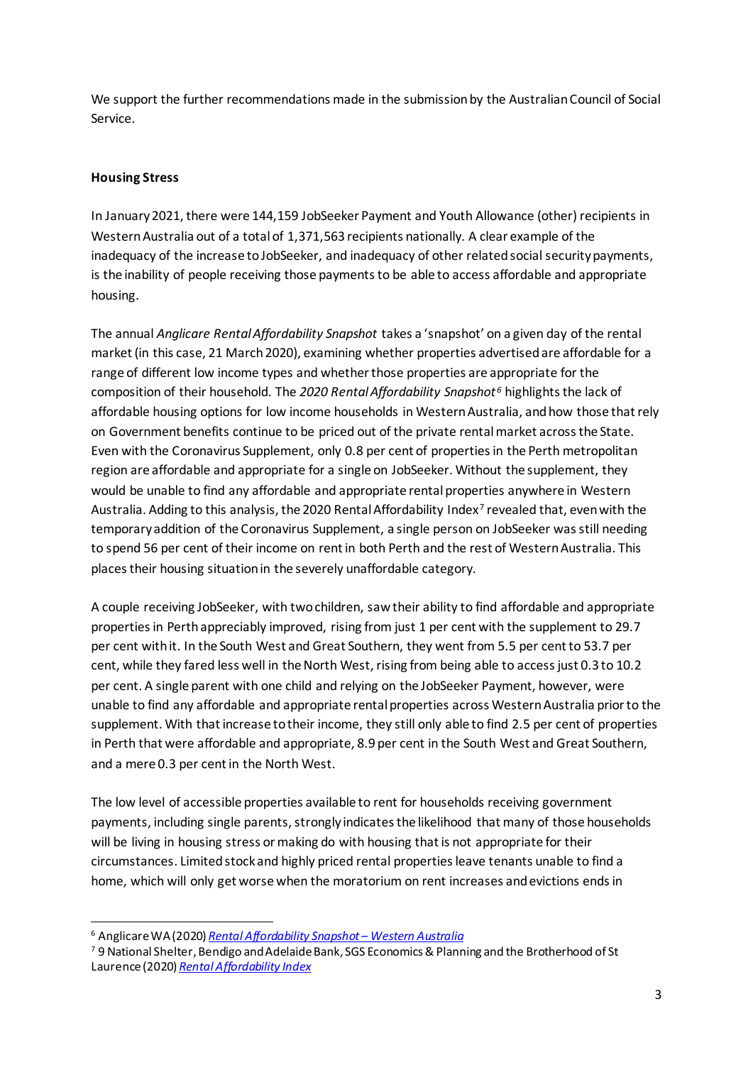We support the further recommendations made in the submission by the Australian Council of Social Service.

**Housing Stress**

In January 2021, there were 144,159 JobSeeker Payment and Youth Allowance (other) recipients in Western Australia out of a total of 1,371,563 recipients nationally. A clear example of the inadequacy of the increase to JobSeeker, and inadequacy of other related social security payments, is the inability of people receiving those payments to be able to access affordable and appropriate housing.

The annual *Anglicare Rental Affordability Snapshot* takes a 'snapshot' on a given day of the rental market (in this case, 21 March 2020), examining whether properties advertised are affordable for a range of different low income types and whether those properties are appropriate for the composition of their household. The *2020 Rental Affordability Snapshot*[6] highlights the lack of affordable housing options for low income households in Western Australia, and how those that rely on Government benefits continue to be priced out of the private rental market across the State. Even with the Coronavirus Supplement, only 0.8 per cent of properties in the Perth metropolitan region are affordable and appropriate for a single on JobSeeker. Without the supplement, they would be unable to find any affordable and appropriate rental properties anywhere in Western Australia. Adding to this analysis, the 2020 Rental Affordability Index[7] revealed that, even with the temporary addition of the Coronavirus Supplement, a single person on JobSeeker was still needing to spend 56 per cent of their income on rent in both Perth and the rest of Western Australia. This places their housing situation in the severely unaffordable category.

A couple receiving JobSeeker, with two children, saw their ability to find affordable and appropriate properties in Perth appreciably improved, rising from just 1 per cent with the supplement to 29.7 per cent with it. In the South West and Great Southern, they went from 5.5 per cent to 53.7 per cent, while they fared less well in the North West, rising from being able to access just 0.3 to 10.2 per cent. A single parent with one child and relying on the JobSeeker Payment, however, were unable to find any affordable and appropriate rental properties across Western Australia prior to the supplement. With that increase to their income, they still only able to find 2.5 per cent of properties in Perth that were affordable and appropriate, 8.9 per cent in the South West and Great Southern, and a mere 0.3 per cent in the North West.

The low level of accessible properties available to rent for households receiving government payments, including single parents, strongly indicates the likelihood that many of those households will be living in housing stress or making do with housing that is not appropriate for their circumstances. Limited stock and highly priced rental properties leave tenants unable to find a home, which will only get worse when the moratorium on rent increases and evictions ends in

---

[6] Anglicare WA (2020) [Rental Affordability Snapshot – Western Australia]

[7] 9 National Shelter, Bendigo and Adelaide Bank, SGS Economics & Planning and the Brotherhood of St Laurence (2020) [Rental Affordability Index]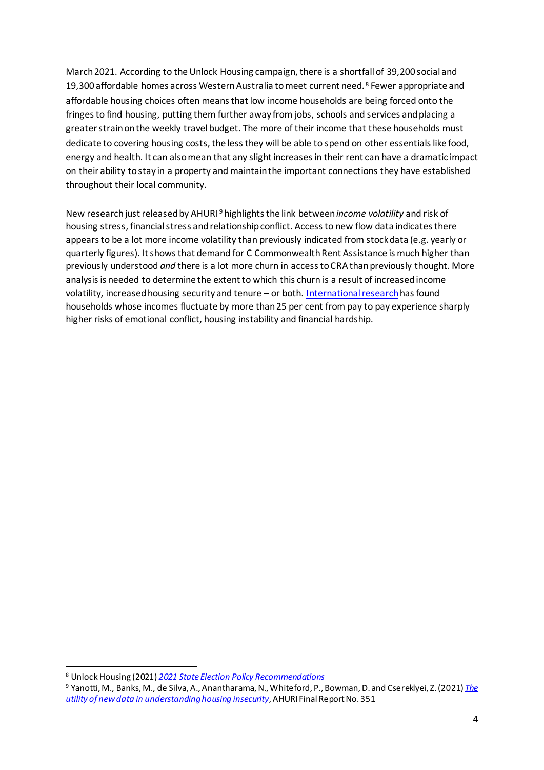March 2021. According to the Unlock Housing campaign, there is a shortfall of 39,200 social and 19,300 affordable homes across Western Australia to meet current need.[8] Fewer appropriate and affordable housing choices often means that low income households are being forced onto the fringes to find housing, putting them further away from jobs, schools and services and placing a greater strain on the weekly travel budget. The more of their income that these households must dedicate to covering housing costs, the less they will be able to spend on other essentials like food, energy and health. It can also mean that any slight increases in their rent can have a dramatic impact on their ability to stay in a property and maintain the important connections they have established throughout their local community.

New research just released by AHURI[9] highlights the link between *income volatility* and risk of housing stress, financial stress and relationship conflict. Access to new flow data indicates there appears to be a lot more income volatility than previously indicated from stock data (e.g. yearly or quarterly figures). It shows that demand for C Commonwealth Rent Assistance is much higher than previously understood *and* there is a lot more churn in access to CRA than previously thought. More analysis is needed to determine the extent to which this churn is a result of increased income volatility, increased housing security and tenure – or both. International research has found households whose incomes fluctuate by more than 25 per cent from pay to pay experience sharply higher risks of emotional conflict, housing instability and financial hardship.

---

[8] Unlock Housing (2021) *2021 State Election Policy Recommendations*

[9] Yanotti, M., Banks, M., de Silva, A., Anantharama, N., Whiteford, P., Bowman, D. and Csereklyei, Z. (2021) *The utility of new data in understanding housing insecurity*, AHURI Final Report No. 351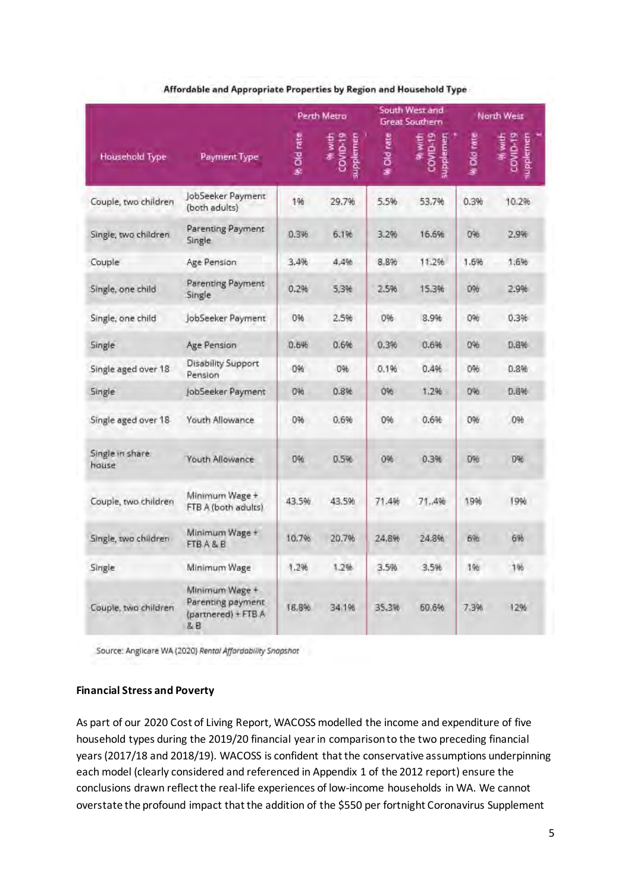**Affordable and Appropriate Properties by Region and Household Type**

| Household Type | Payment Type | Perth Metro | | South West and Great Southern | | North West | |
|---|---|---|---|---|---|---|---|
| | | % Old rate | % with COVID-19 supplement | % Old rate | % with COVID-19 supplement | % Old rate | % with COVID-19 supplement |
| Couple, two children | JobSeeker Payment (both adults) | 1% | 29.7% | 5.5% | 53.7% | 0.3% | 10.2% |
| Single, two children | Parenting Payment Single | 0.3% | 6.1% | 3.2% | 16.6% | 0% | 2.9% |
| Couple | Age Pension | 3.4% | 4.4% | 8.8% | 11.2% | 1.6% | 1.6% |
| Single, one child | Parenting Payment Single | 0.2% | 5.3% | 2.5% | 15.3% | 0% | 2.9% |
| Single, one child | JobSeeker Payment | 0% | 2.5% | 0% | 8.9% | 0% | 0.3% |
| Single | Age Pension | 0.6% | 0.6% | 0.3% | 0.6% | 0% | 0.8% |
| Single aged over 18 | Disability Support Pension | 0% | 0% | 0.1% | 0.4% | 0% | 0.8% |
| Single | JobSeeker Payment | 0% | 0.8% | 0% | 1.2% | 0% | 0.8% |
| Single aged over 18 | Youth Allowance | 0% | 0.6% | 0% | 0.6% | 0% | 0% |
| Single in share house | Youth Allowance | 0% | 0.5% | 0% | 0.3% | 0% | 0% |
| Couple, two children | Minimum Wage + FTB A (both adults) | 43.5% | 43.5% | 71.4% | 71..4% | 19% | 19% |
| Single, two children | Minimum Wage + FTB A & B | 10.7% | 20.7% | 24.8% | 24.8% | 6% | 6% |
| Single | Minimum Wage | 1.2% | 1.2% | 3.5% | 3.5% | 1% | 1% |
| Couple, two children | Minimum Wage + Parenting payment (partnered) + FTB A & B | 18.8% | 34.1% | 35.3% | 60.6% | 7.3% | 12% |

Source: Anglicare WA (2020) *Rental Affordability Snapshot*

**Financial Stress and Poverty**

As part of our 2020 Cost of Living Report, WACOSS modelled the income and expenditure of five household types during the 2019/20 financial year in comparison to the two preceding financial years (2017/18 and 2018/19). WACOSS is confident that the conservative assumptions underpinning each model (clearly considered and referenced in Appendix 1 of the 2012 report) ensure the conclusions drawn reflect the real-life experiences of low-income households in WA. We cannot overstate the profound impact that the addition of the $550 per fortnight Coronavirus Supplement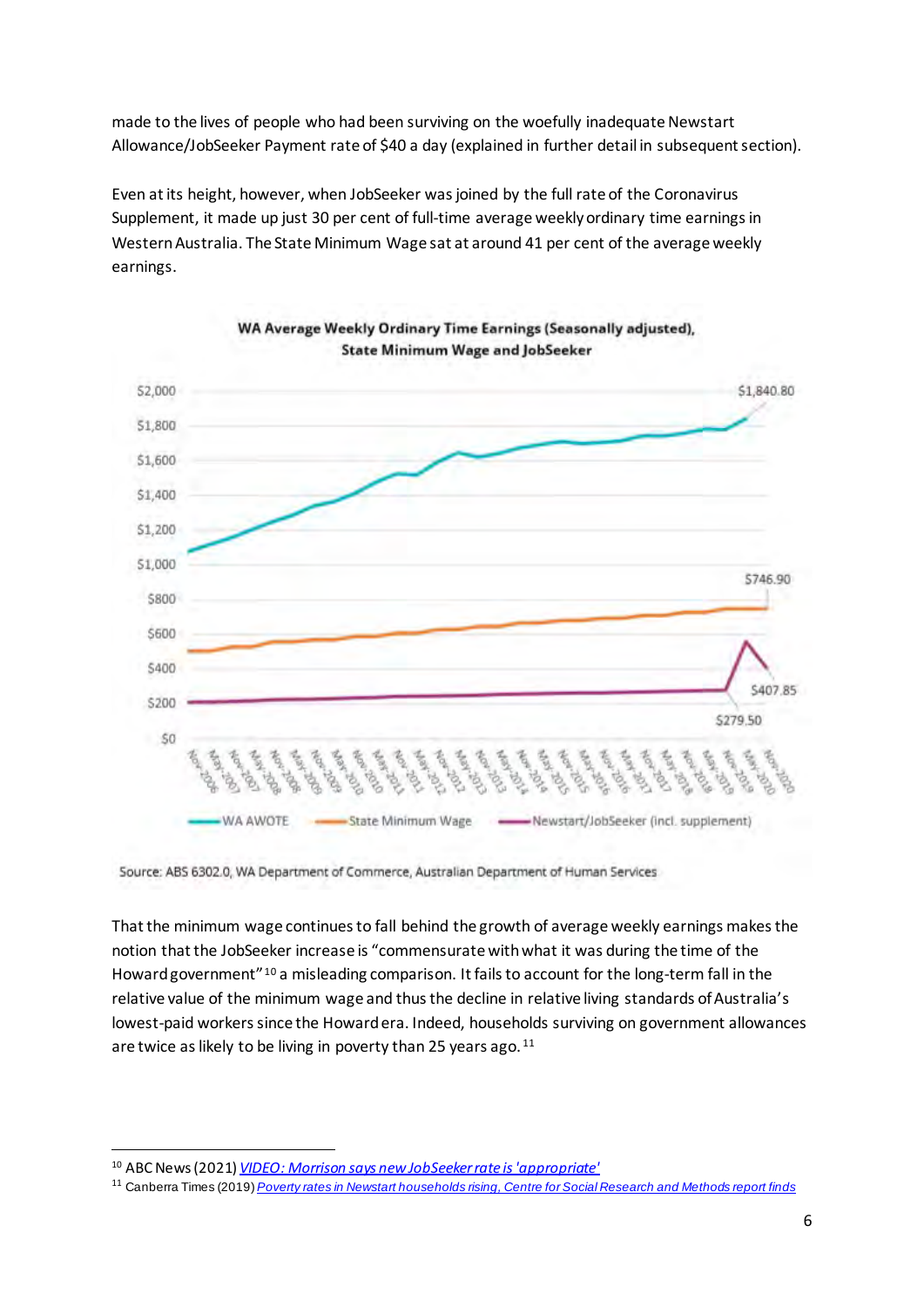made to the lives of people who had been surviving on the woefully inadequate Newstart Allowance/JobSeeker Payment rate of $40 a day (explained in further detail in subsequent section).

Even at its height, however, when JobSeeker was joined by the full rate of the Coronavirus Supplement, it made up just 30 per cent of full-time average weekly ordinary time earnings in Western Australia. The State Minimum Wage sat at around 41 per cent of the average weekly earnings.

**WA Average Weekly Ordinary Time Earnings (Seasonally adjusted), State Minimum Wage and JobSeeker**

Source: ABS 6302.0, WA Department of Commerce, Australian Department of Human Services

That the minimum wage continues to fall behind the growth of average weekly earnings makes the notion that the JobSeeker increase is "commensurate with what it was during the time of the Howard government"[10] a misleading comparison. It fails to account for the long-term fall in the relative value of the minimum wage and thus the decline in relative living standards of Australia's lowest-paid workers since the Howard era. Indeed, households surviving on government allowances are twice as likely to be living in poverty than 25 years ago.[11]

---

[10] ABC News (2021) *VIDEO: Morrison says new JobSeeker rate is 'appropriate'*

[11] Canberra Times (2019) *Poverty rates in Newstart households rising, Centre for Social Research and Methods report finds*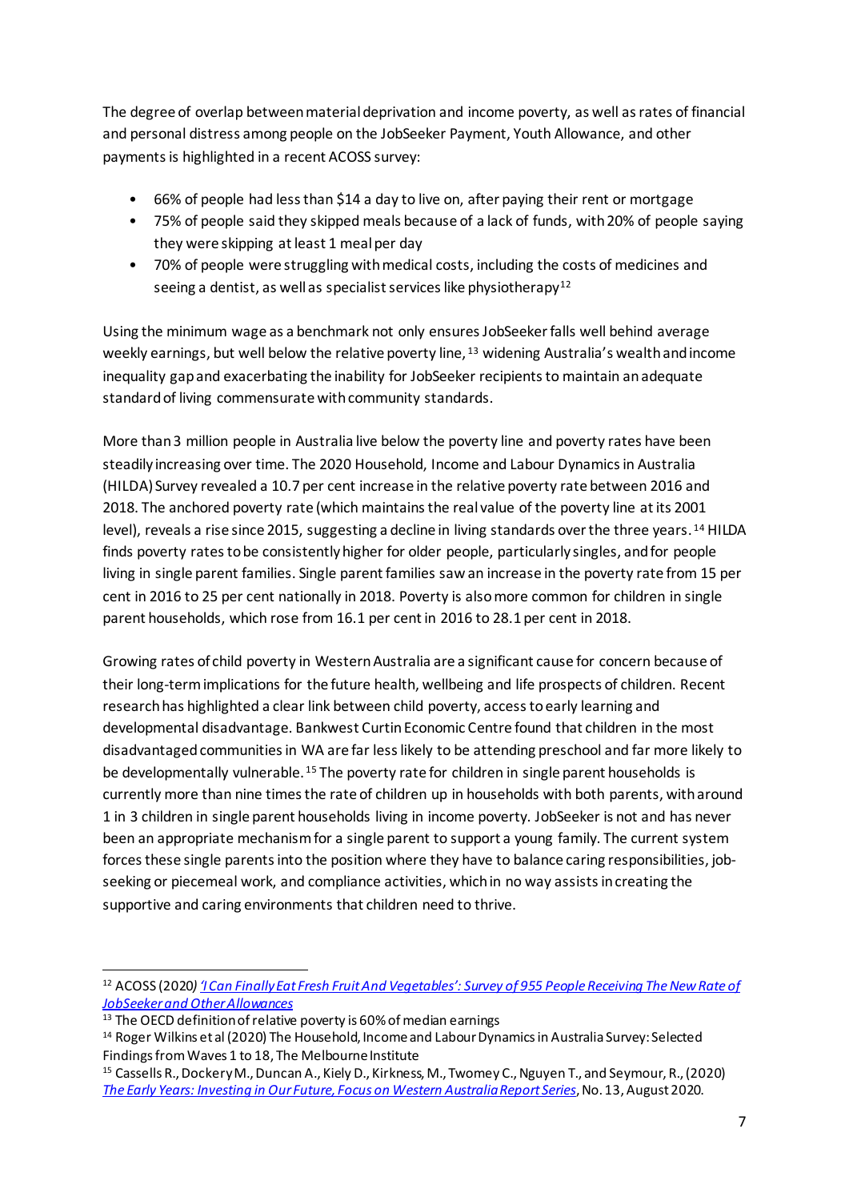The degree of overlap between material deprivation and income poverty, as well as rates of financial and personal distress among people on the JobSeeker Payment, Youth Allowance, and other payments is highlighted in a recent ACOSS survey:

- 66% of people had less than $14 a day to live on, after paying their rent or mortgage
- 75% of people said they skipped meals because of a lack of funds, with 20% of people saying they were skipping at least 1 meal per day
- 70% of people were struggling with medical costs, including the costs of medicines and seeing a dentist, as well as specialist services like physiotherapy[12]

Using the minimum wage as a benchmark not only ensures JobSeeker falls well behind average weekly earnings, but well below the relative poverty line,[13] widening Australia's wealth and income inequality gap and exacerbating the inability for JobSeeker recipients to maintain an adequate standard of living commensurate with community standards.

More than 3 million people in Australia live below the poverty line and poverty rates have been steadily increasing over time. The 2020 Household, Income and Labour Dynamics in Australia (HILDA) Survey revealed a 10.7 per cent increase in the relative poverty rate between 2016 and 2018. The anchored poverty rate (which maintains the real value of the poverty line at its 2001 level), reveals a rise since 2015, suggesting a decline in living standards over the three years.[14] HILDA finds poverty rates to be consistently higher for older people, particularly singles, and for people living in single parent families. Single parent families saw an increase in the poverty rate from 15 per cent in 2016 to 25 per cent nationally in 2018. Poverty is also more common for children in single parent households, which rose from 16.1 per cent in 2016 to 28.1 per cent in 2018.

Growing rates of child poverty in Western Australia are a significant cause for concern because of their long-term implications for the future health, wellbeing and life prospects of children. Recent research has highlighted a clear link between child poverty, access to early learning and developmental disadvantage. Bankwest Curtin Economic Centre found that children in the most disadvantaged communities in WA are far less likely to be attending preschool and far more likely to be developmentally vulnerable.[15] The poverty rate for children in single parent households is currently more than nine times the rate of children up in households with both parents, with around 1 in 3 children in single parent households living in income poverty. JobSeeker is not and has never been an appropriate mechanism for a single parent to support a young family. The current system forces these single parents into the position where they have to balance caring responsibilities, job-seeking or piecemeal work, and compliance activities, which in no way assists in creating the supportive and caring environments that children need to thrive.

---

[12] ACOSS (2020) *'I Can Finally Eat Fresh Fruit And Vegetables': Survey of 955 People Receiving The New Rate of JobSeeker and Other Allowances*

[13] The OECD definition of relative poverty is 60% of median earnings

[14] Roger Wilkins et al (2020) The Household, Income and Labour Dynamics in Australia Survey: Selected Findings from Waves 1 to 18, The Melbourne Institute

[15] Cassells R., Dockery M., Duncan A., Kiely D., Kirkness, M., Twomey C., Nguyen T., and Seymour, R., (2020) *The Early Years: Investing in Our Future, Focus on Western Australia Report Series*, No. 13, August 2020.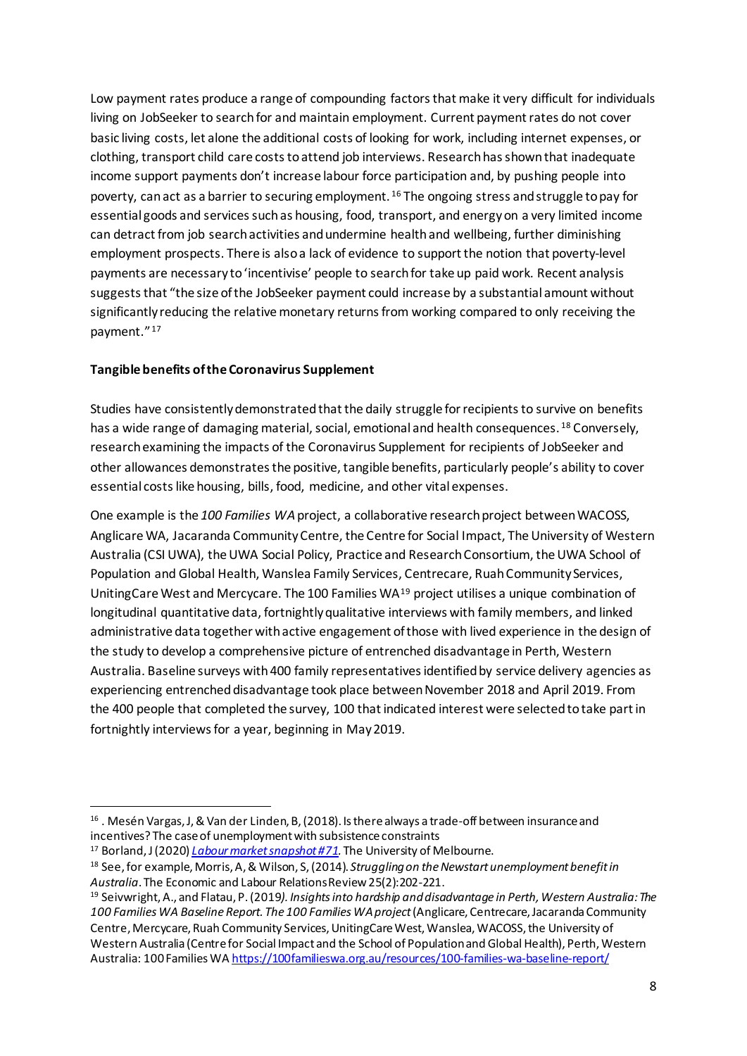Low payment rates produce a range of compounding factors that make it very difficult for individuals living on JobSeeker to search for and maintain employment. Current payment rates do not cover basic living costs, let alone the additional costs of looking for work, including internet expenses, or clothing, transport child care costs to attend job interviews. Research has shown that inadequate income support payments don't increase labour force participation and, by pushing people into poverty, can act as a barrier to securing employment.[16] The ongoing stress and struggle to pay for essential goods and services such as housing, food, transport, and energy on a very limited income can detract from job search activities and undermine health and wellbeing, further diminishing employment prospects. There is also a lack of evidence to support the notion that poverty-level payments are necessary to 'incentivise' people to search for take up paid work. Recent analysis suggests that "the size of the JobSeeker payment could increase by a substantial amount without significantly reducing the relative monetary returns from working compared to only receiving the payment."[17]

**Tangible benefits of the Coronavirus Supplement**

Studies have consistently demonstrated that the daily struggle for recipients to survive on benefits has a wide range of damaging material, social, emotional and health consequences.[18] Conversely, research examining the impacts of the Coronavirus Supplement for recipients of JobSeeker and other allowances demonstrates the positive, tangible benefits, particularly people's ability to cover essential costs like housing, bills, food, medicine, and other vital expenses.

One example is the *100 Families WA* project, a collaborative research project between WACOSS, Anglicare WA, Jacaranda Community Centre, the Centre for Social Impact, The University of Western Australia (CSI UWA), the UWA Social Policy, Practice and Research Consortium, the UWA School of Population and Global Health, Wanslea Family Services, Centrecare, Ruah Community Services, UnitingCare West and Mercycare. The 100 Families WA[19] project utilises a unique combination of longitudinal quantitative data, fortnightly qualitative interviews with family members, and linked administrative data together with active engagement of those with lived experience in the design of the study to develop a comprehensive picture of entrenched disadvantage in Perth, Western Australia. Baseline surveys with 400 family representatives identified by service delivery agencies as experiencing entrenched disadvantage took place between November 2018 and April 2019. From the 400 people that completed the survey, 100 that indicated interest were selected to take part in fortnightly interviews for a year, beginning in May 2019.

---

[16] . Mesén Vargas, J, & Van der Linden, B, (2018). Is there always a trade-off between insurance and incentives? The case of unemployment with subsistence constraints

[17] Borland, J (2020) *[Labour market snapshot #71](#)*. The University of Melbourne.

[18] See, for example, Morris, A, & Wilson, S, (2014). *Struggling on the Newstart unemployment benefit in Australia*. The Economic and Labour Relations Review 25(2):202-221.

[19] Seivwright, A., and Flatau, P. (2019*). Insights into hardship and disadvantage in Perth, Western Australia: The 100 Families WA Baseline Report. The 100 Families WA project* (Anglicare, Centrecare, Jacaranda Community Centre, Mercycare, Ruah Community Services, UnitingCare West, Wanslea, WACOSS, the University of Western Australia (Centre for Social Impact and the School of Population and Global Health), Perth, Western Australia: 100 Families WA https://100familieswa.org.au/resources/100-families-wa-baseline-report/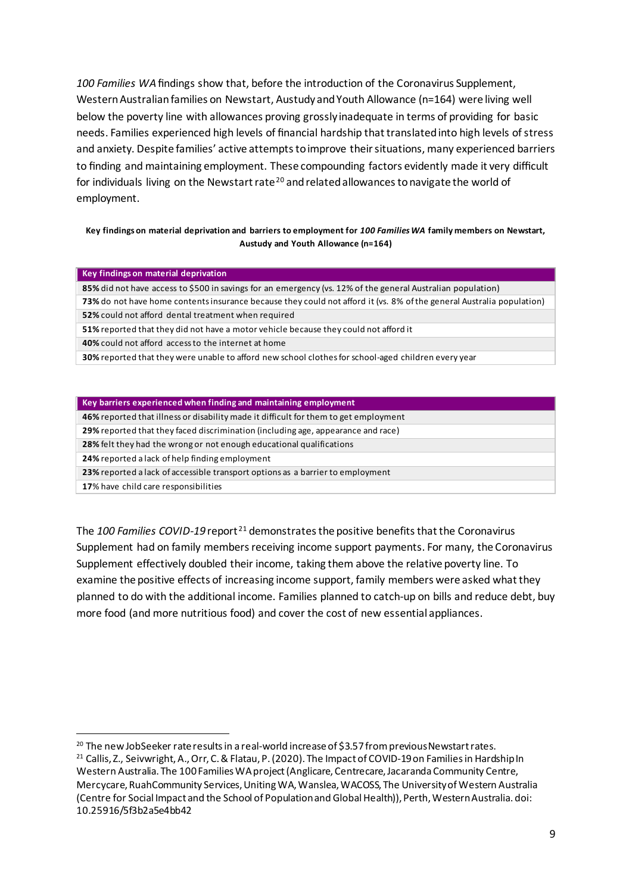*100 Families WA* findings show that, before the introduction of the Coronavirus Supplement, Western Australian families on Newstart, Austudy and Youth Allowance (n=164) were living well below the poverty line with allowances proving grossly inadequate in terms of providing for basic needs. Families experienced high levels of financial hardship that translated into high levels of stress and anxiety. Despite families' active attempts to improve their situations, many experienced barriers to finding and maintaining employment. These compounding factors evidently made it very difficult for individuals living on the Newstart rate[20] and related allowances to navigate the world of employment.

**Key findings on material deprivation and barriers to employment for *100 Families WA* family members on Newstart, Austudy and Youth Allowance (n=164)**

| Key findings on material deprivation |
| --- |
| **85%** did not have access to $500 in savings for an emergency (vs. 12% of the general Australian population) |
| **73%** do not have home contents insurance because they could not afford it (vs. 8% of the general Australia population) |
| **52%** could not afford dental treatment when required |
| **51%** reported that they did not have a motor vehicle because they could not afford it |
| **40%** could not afford access to the internet at home |
| **30%** reported that they were unable to afford new school clothes for school-aged children every year |

| Key barriers experienced when finding and maintaining employment |
| --- |
| **46%** reported that illness or disability made it difficult for them to get employment |
| **29%** reported that they faced discrimination (including age, appearance and race) |
| **28%** felt they had the wrong or not enough educational qualifications |
| **24%** reported a lack of help finding employment |
| **23%** reported a lack of accessible transport options as a barrier to employment |
| **17**% have child care responsibilities |

The *100 Families COVID-19* report[21] demonstrates the positive benefits that the Coronavirus Supplement had on family members receiving income support payments. For many, the Coronavirus Supplement effectively doubled their income, taking them above the relative poverty line. To examine the positive effects of increasing income support, family members were asked what they planned to do with the additional income. Families planned to catch-up on bills and reduce debt, buy more food (and more nutritious food) and cover the cost of new essential appliances.

[20] The new JobSeeker rate results in a real-world increase of $3.57 from previous Newstart rates.

[21] Callis, Z., Seivwright, A., Orr, C. & Flatau, P. (2020). The Impact of COVID-19 on Families in Hardship In Western Australia. The 100 Families WA project (Anglicare, Centrecare, Jacaranda Community Centre, Mercycare, Ruah Community Services, Uniting WA, Wanslea, WACOSS, The University of Western Australia (Centre for Social Impact and the School of Population and Global Health)), Perth, Western Australia. doi: 10.25916/5f3b2a5e4bb42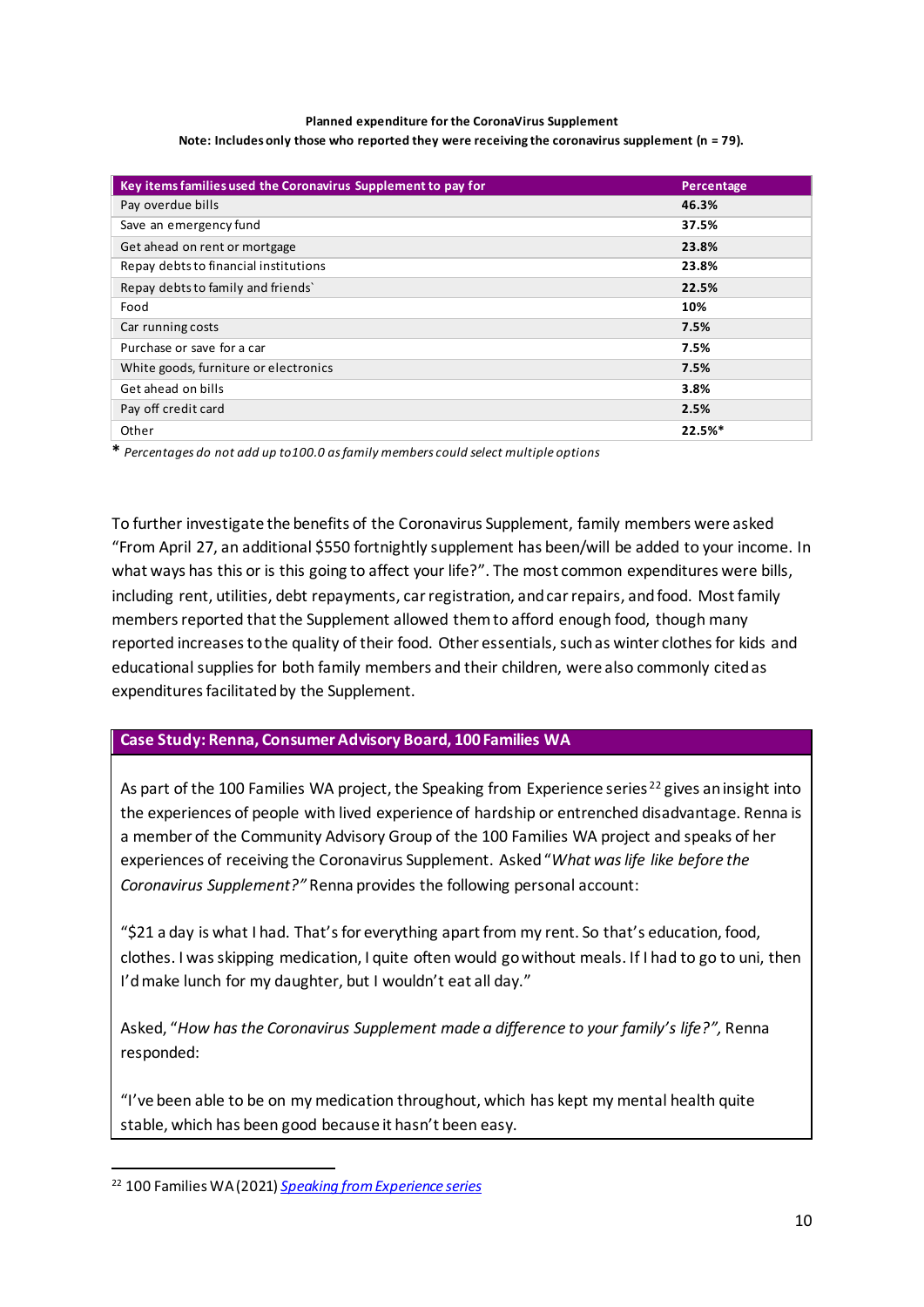**Planned expenditure for the CoronaVirus Supplement**
**Note: Includes only those who reported they were receiving the coronavirus supplement (n = 79).**

| Key items families used the Coronavirus Supplement to pay for | Percentage |
|---|---|
| Pay overdue bills | **46.3%** |
| Save an emergency fund | **37.5%** |
| Get ahead on rent or mortgage | **23.8%** |
| Repay debts to financial institutions | **23.8%** |
| Repay debts to family and friends` | **22.5%** |
| Food | **10%** |
| Car running costs | **7.5%** |
| Purchase or save for a car | **7.5%** |
| White goods, furniture or electronics | **7.5%** |
| Get ahead on bills | **3.8%** |
| Pay off credit card | **2.5%** |
| Other | **22.5%*** |

**\*** *Percentages do not add up to100.0 as family members could select multiple options*

To further investigate the benefits of the Coronavirus Supplement, family members were asked "From April 27, an additional $550 fortnightly supplement has been/will be added to your income. In what ways has this or is this going to affect your life?". The most common expenditures were bills, including rent, utilities, debt repayments, car registration, and car repairs, and food. Most family members reported that the Supplement allowed them to afford enough food, though many reported increases to the quality of their food. Other essentials, such as winter clothes for kids and educational supplies for both family members and their children, were also commonly cited as expenditures facilitated by the Supplement.

### Case Study: Renna, Consumer Advisory Board, 100 Families WA

As part of the 100 Families WA project, the Speaking from Experience series[22] gives an insight into the experiences of people with lived experience of hardship or entrenched disadvantage. Renna is a member of the Community Advisory Group of the 100 Families WA project and speaks of her experiences of receiving the Coronavirus Supplement. Asked "*What was life like before the Coronavirus Supplement?"* Renna provides the following personal account:

"$21 a day is what I had. That's for everything apart from my rent. So that's education, food, clothes. I was skipping medication, I quite often would go without meals. If I had to go to uni, then I'd make lunch for my daughter, but I wouldn't eat all day."

Asked, "*How has the Coronavirus Supplement made a difference to your family's life?",* Renna responded:

"I've been able to be on my medication throughout, which has kept my mental health quite stable, which has been good because it hasn't been easy.

---

[22] 100 Families WA (2021) *Speaking from Experience series*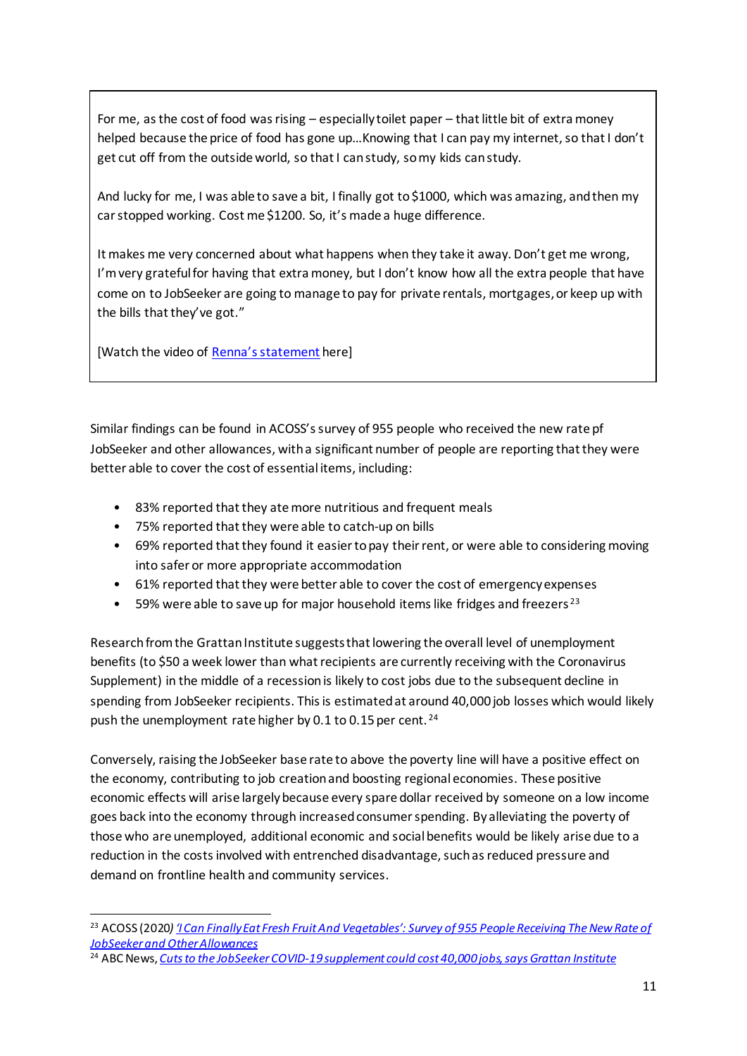For me, as the cost of food was rising – especially toilet paper – that little bit of extra money helped because the price of food has gone up…Knowing that I can pay my internet, so that I don't get cut off from the outside world, so that I can study, so my kids can study.

And lucky for me, I was able to save a bit, I finally got to $1000, which was amazing, and then my car stopped working. Cost me $1200. So, it's made a huge difference.

It makes me very concerned about what happens when they take it away. Don't get me wrong, I'm very grateful for having that extra money, but I don't know how all the extra people that have come on to JobSeeker are going to manage to pay for private rentals, mortgages, or keep up with the bills that they've got."

[Watch the video of Renna's statement here]

Similar findings can be found in ACOSS's survey of 955 people who received the new rate pf JobSeeker and other allowances, with a significant number of people are reporting that they were better able to cover the cost of essential items, including:

- 83% reported that they ate more nutritious and frequent meals
- 75% reported that they were able to catch-up on bills
- 69% reported that they found it easier to pay their rent, or were able to considering moving into safer or more appropriate accommodation
- 61% reported that they were better able to cover the cost of emergency expenses
- 59% were able to save up for major household items like fridges and freezers [23]

Research from the Grattan Institute suggests that lowering the overall level of unemployment benefits (to $50 a week lower than what recipients are currently receiving with the Coronavirus Supplement) in the middle of a recession is likely to cost jobs due to the subsequent decline in spending from JobSeeker recipients. This is estimated at around 40,000 job losses which would likely push the unemployment rate higher by 0.1 to 0.15 per cent. [24]

Conversely, raising the JobSeeker base rate to above the poverty line will have a positive effect on the economy, contributing to job creation and boosting regional economies. These positive economic effects will arise largely because every spare dollar received by someone on a low income goes back into the economy through increased consumer spending. By alleviating the poverty of those who are unemployed, additional economic and social benefits would be likely arise due to a reduction in the costs involved with entrenched disadvantage, such as reduced pressure and demand on frontline health and community services.

---

[23] ACOSS (2020) *'I Can Finally Eat Fresh Fruit And Vegetables': Survey of 955 People Receiving The New Rate of JobSeeker and Other Allowances*

[24] ABC News, *Cuts to the JobSeeker COVID-19 supplement could cost 40,000 jobs, says Grattan Institute*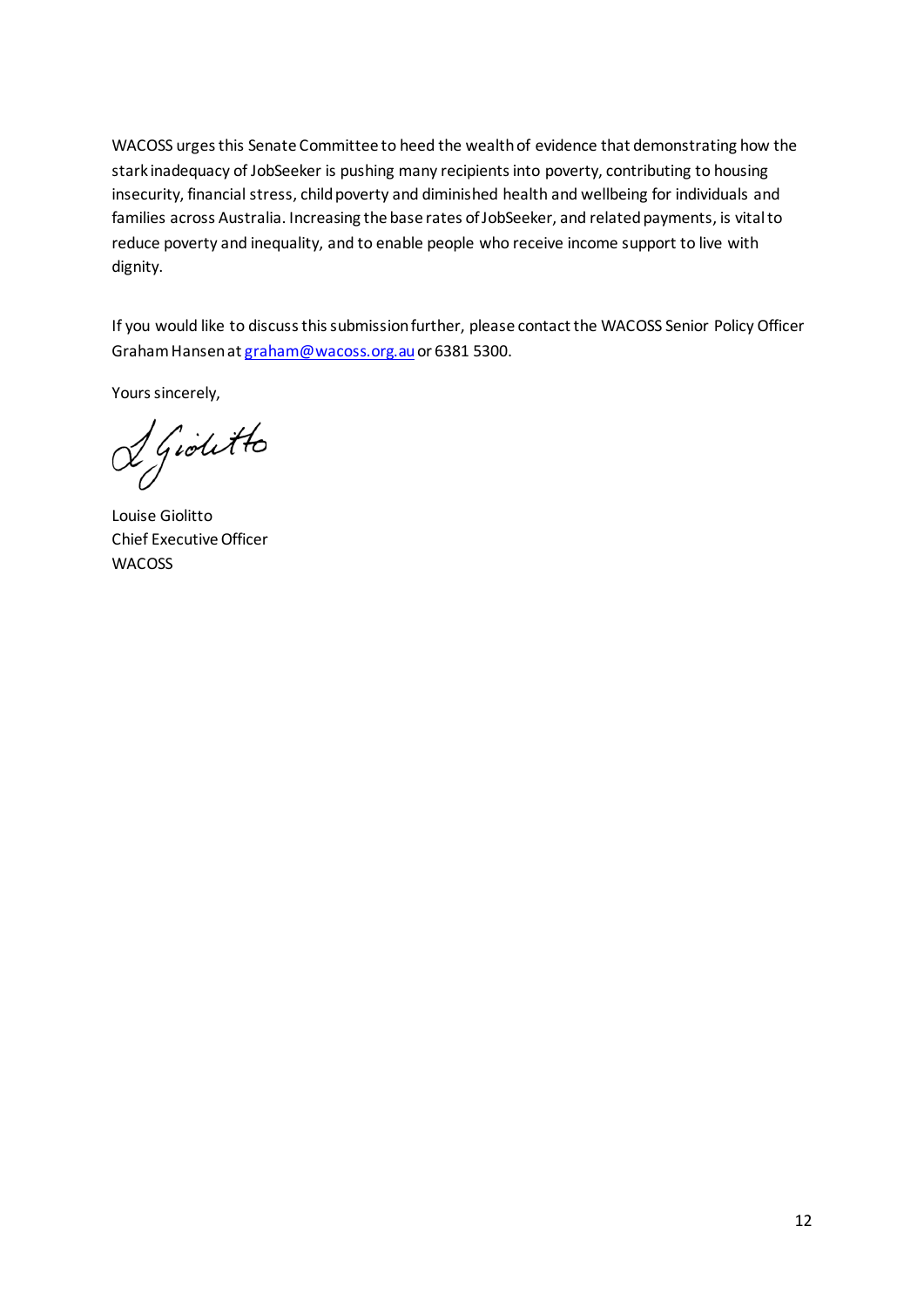WACOSS urges this Senate Committee to heed the wealth of evidence that demonstrating how the stark inadequacy of JobSeeker is pushing many recipients into poverty, contributing to housing insecurity, financial stress, child poverty and diminished health and wellbeing for individuals and families across Australia. Increasing the base rates of JobSeeker, and related payments, is vital to reduce poverty and inequality, and to enable people who receive income support to live with dignity.

If you would like to discuss this submission further, please contact the WACOSS Senior Policy Officer Graham Hansen at graham@wacoss.org.au or 6381 5300.

Yours sincerely,

L Giolitto

Louise Giolitto
Chief Executive Officer
WACOSS